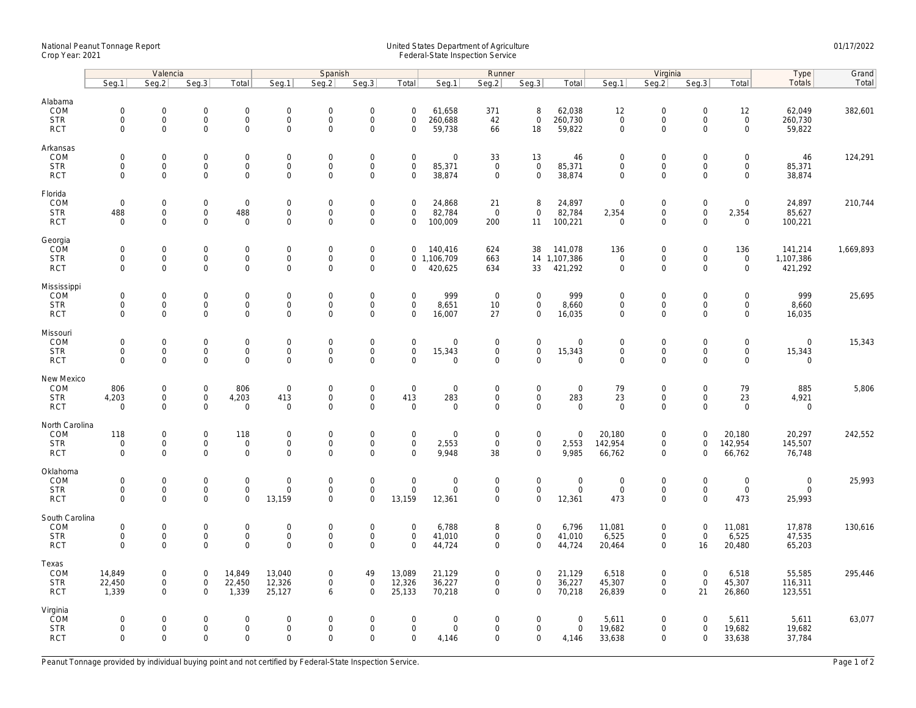National Peanut Tonnage Report
Crop Year: 2021

United States Department of Agriculture
Federal-State Inspection Service

01/17/2022

| | Valencia | | | | Spanish | | | | Runner | | | | Virginia | | | | Type | Grand |
|---|---|---|---|---|---|---|---|---|---|---|---|---|---|---|---|---|---|---|
| | Seg.1 | Seg.2 | Seg.3 | Total | Seg.1 | Seg.2 | Seg.3 | Total | Seg.1 | Seg.2 | Seg.3 | Total | Seg.1 | Seg.2 | Seg.3 | Total | Totals | Total |
| **Alabama** | | | | | | | | | | | | | | | | | | |
| COM | 0 | 0 | 0 | 0 | 0 | 0 | 0 | 0 | 61,658 | 371 | 8 | 62,038 | 12 | 0 | 0 | 12 | 62,049 | 382,601 |
| STR | 0 | 0 | 0 | 0 | 0 | 0 | 0 | 0 | 260,688 | 42 | 0 | 260,730 | 0 | 0 | 0 | 0 | 260,730 | |
| RCT | 0 | 0 | 0 | 0 | 0 | 0 | 0 | 0 | 59,738 | 66 | 18 | 59,822 | 0 | 0 | 0 | 0 | 59,822 | |
| **Arkansas** | | | | | | | | | | | | | | | | | | |
| COM | 0 | 0 | 0 | 0 | 0 | 0 | 0 | 0 | 0 | 33 | 13 | 46 | 0 | 0 | 0 | 0 | 46 | 124,291 |
| STR | 0 | 0 | 0 | 0 | 0 | 0 | 0 | 0 | 85,371 | 0 | 0 | 85,371 | 0 | 0 | 0 | 0 | 85,371 | |
| RCT | 0 | 0 | 0 | 0 | 0 | 0 | 0 | 0 | 38,874 | 0 | 0 | 38,874 | 0 | 0 | 0 | 0 | 38,874 | |
| **Florida** | | | | | | | | | | | | | | | | | | |
| COM | 0 | 0 | 0 | 0 | 0 | 0 | 0 | 0 | 24,868 | 21 | 8 | 24,897 | 0 | 0 | 0 | 0 | 24,897 | 210,744 |
| STR | 488 | 0 | 0 | 488 | 0 | 0 | 0 | 0 | 82,784 | 0 | 0 | 82,784 | 2,354 | 0 | 0 | 2,354 | 85,627 | |
| RCT | 0 | 0 | 0 | 0 | 0 | 0 | 0 | 0 | 100,009 | 200 | 11 | 100,221 | 0 | 0 | 0 | 0 | 100,221 | |
| **Georgia** | | | | | | | | | | | | | | | | | | |
| COM | 0 | 0 | 0 | 0 | 0 | 0 | 0 | 0 | 140,416 | 624 | 38 | 141,078 | 136 | 0 | 0 | 136 | 141,214 | 1,669,893 |
| STR | 0 | 0 | 0 | 0 | 0 | 0 | 0 | 0 | 1,106,709 | 663 | 14 | 1,107,386 | 0 | 0 | 0 | 0 | 1,107,386 | |
| RCT | 0 | 0 | 0 | 0 | 0 | 0 | 0 | 0 | 420,625 | 634 | 33 | 421,292 | 0 | 0 | 0 | 0 | 421,292 | |
| **Mississippi** | | | | | | | | | | | | | | | | | | |
| COM | 0 | 0 | 0 | 0 | 0 | 0 | 0 | 0 | 999 | 0 | 0 | 999 | 0 | 0 | 0 | 0 | 999 | 25,695 |
| STR | 0 | 0 | 0 | 0 | 0 | 0 | 0 | 0 | 8,651 | 10 | 0 | 8,660 | 0 | 0 | 0 | 0 | 8,660 | |
| RCT | 0 | 0 | 0 | 0 | 0 | 0 | 0 | 0 | 16,007 | 27 | 0 | 16,035 | 0 | 0 | 0 | 0 | 16,035 | |
| **Missouri** | | | | | | | | | | | | | | | | | | |
| COM | 0 | 0 | 0 | 0 | 0 | 0 | 0 | 0 | 0 | 0 | 0 | 0 | 0 | 0 | 0 | 0 | 0 | 15,343 |
| STR | 0 | 0 | 0 | 0 | 0 | 0 | 0 | 0 | 15,343 | 0 | 0 | 15,343 | 0 | 0 | 0 | 0 | 15,343 | |
| RCT | 0 | 0 | 0 | 0 | 0 | 0 | 0 | 0 | 0 | 0 | 0 | 0 | 0 | 0 | 0 | 0 | 0 | |
| **New Mexico** | | | | | | | | | | | | | | | | | | |
| COM | 806 | 0 | 0 | 806 | 0 | 0 | 0 | 0 | 0 | 0 | 0 | 0 | 79 | 0 | 0 | 79 | 885 | 5,806 |
| STR | 4,203 | 0 | 0 | 4,203 | 413 | 0 | 0 | 413 | 283 | 0 | 0 | 283 | 23 | 0 | 0 | 23 | 4,921 | |
| RCT | 0 | 0 | 0 | 0 | 0 | 0 | 0 | 0 | 0 | 0 | 0 | 0 | 0 | 0 | 0 | 0 | 0 | |
| **North Carolina** | | | | | | | | | | | | | | | | | | |
| COM | 118 | 0 | 0 | 118 | 0 | 0 | 0 | 0 | 0 | 0 | 0 | 0 | 20,180 | 0 | 0 | 20,180 | 20,297 | 242,552 |
| STR | 0 | 0 | 0 | 0 | 0 | 0 | 0 | 0 | 2,553 | 0 | 0 | 2,553 | 142,954 | 0 | 0 | 142,954 | 145,507 | |
| RCT | 0 | 0 | 0 | 0 | 0 | 0 | 0 | 0 | 9,948 | 38 | 0 | 9,985 | 66,762 | 0 | 0 | 66,762 | 76,748 | |
| **Oklahoma** | | | | | | | | | | | | | | | | | | |
| COM | 0 | 0 | 0 | 0 | 0 | 0 | 0 | 0 | 0 | 0 | 0 | 0 | 0 | 0 | 0 | 0 | 0 | 25,993 |
| STR | 0 | 0 | 0 | 0 | 0 | 0 | 0 | 0 | 0 | 0 | 0 | 0 | 0 | 0 | 0 | 0 | 0 | |
| RCT | 0 | 0 | 0 | 0 | 13,159 | 0 | 0 | 13,159 | 12,361 | 0 | 0 | 12,361 | 473 | 0 | 0 | 473 | 25,993 | |
| **South Carolina** | | | | | | | | | | | | | | | | | | |
| COM | 0 | 0 | 0 | 0 | 0 | 0 | 0 | 0 | 6,788 | 8 | 0 | 6,796 | 11,081 | 0 | 0 | 11,081 | 17,878 | 130,616 |
| STR | 0 | 0 | 0 | 0 | 0 | 0 | 0 | 0 | 41,010 | 0 | 0 | 41,010 | 6,525 | 0 | 0 | 6,525 | 47,535 | |
| RCT | 0 | 0 | 0 | 0 | 0 | 0 | 0 | 0 | 44,724 | 0 | 0 | 44,724 | 20,464 | 0 | 16 | 20,480 | 65,203 | |
| **Texas** | | | | | | | | | | | | | | | | | | |
| COM | 14,849 | 0 | 0 | 14,849 | 13,040 | 0 | 49 | 13,089 | 21,129 | 0 | 0 | 21,129 | 6,518 | 0 | 0 | 6,518 | 55,585 | 295,446 |
| STR | 22,450 | 0 | 0 | 22,450 | 12,326 | 0 | 0 | 12,326 | 36,227 | 0 | 0 | 36,227 | 45,307 | 0 | 0 | 45,307 | 116,311 | |
| RCT | 1,339 | 0 | 0 | 1,339 | 25,127 | 6 | 0 | 25,133 | 70,218 | 0 | 0 | 70,218 | 26,839 | 0 | 21 | 26,860 | 123,551 | |
| **Virginia** | | | | | | | | | | | | | | | | | | |
| COM | 0 | 0 | 0 | 0 | 0 | 0 | 0 | 0 | 0 | 0 | 0 | 0 | 5,611 | 0 | 0 | 5,611 | 5,611 | 63,077 |
| STR | 0 | 0 | 0 | 0 | 0 | 0 | 0 | 0 | 0 | 0 | 0 | 0 | 19,682 | 0 | 0 | 19,682 | 19,682 | |
| RCT | 0 | 0 | 0 | 0 | 0 | 0 | 0 | 0 | 4,146 | 0 | 0 | 4,146 | 33,638 | 0 | 0 | 33,638 | 37,784 | |

Peanut Tonnage provided by individual buying point and not certified by Federal-State Inspection Service.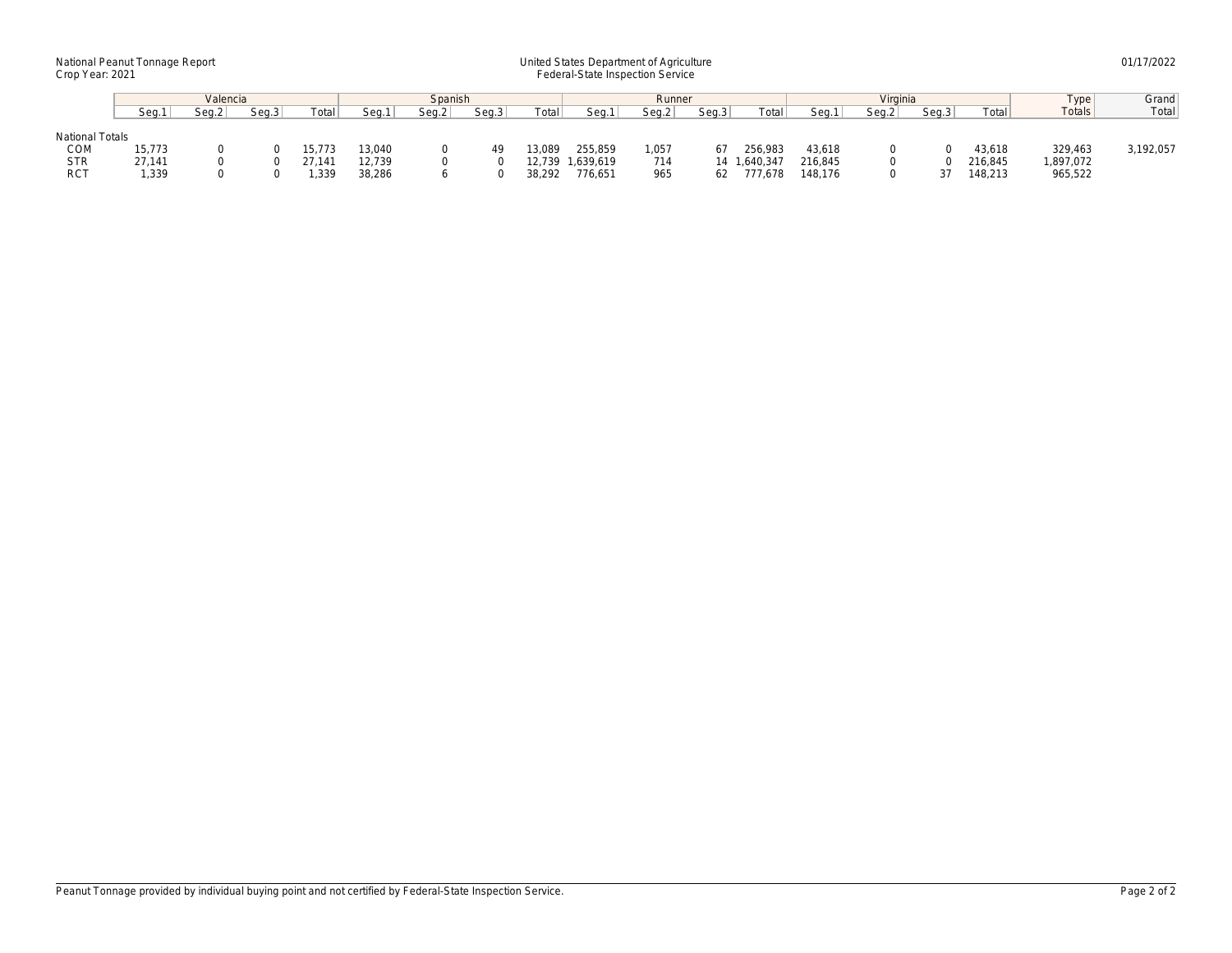National Peanut Tonnage Report
Crop Year: 2021

United States Department of Agriculture
Federal-State Inspection Service

01/17/2022

| | Valencia | | | | Spanish | | | | Runner | | | | Virginia | | | | Type | Grand |
|---|---|---|---|---|---|---|---|---|---|---|---|---|---|---|---|---|---|---|
| | Seg.1 | Seg.2 | Seg.3 | Total | Seg.1 | Seg.2 | Seg.3 | Total | Seg.1 | Seg.2 | Seg.3 | Total | Seg.1 | Seg.2 | Seg.3 | Total | Totals | Total |
| National Totals | | | | | | | | | | | | | | | | | | |
| COM | 15,773 | 0 | 0 | 15,773 | 13,040 | 0 | 49 | 13,089 | 255,859 | 1,057 | 67 | 256,983 | 43,618 | 0 | 0 | 43,618 | 329,463 | 3,192,057 |
| STR | 27,141 | 0 | 0 | 27,141 | 12,739 | 0 | 0 | 12,739 | 1,639,619 | 714 | 14 | 1,640,347 | 216,845 | 0 | 0 | 216,845 | 1,897,072 | |
| RCT | 1,339 | 0 | 0 | 1,339 | 38,286 | 6 | 0 | 38,292 | 776,651 | 965 | 62 | 777,678 | 148,176 | 0 | 37 | 148,213 | 965,522 | |

Peanut Tonnage provided by individual buying point and not certified by Federal-State Inspection Service.